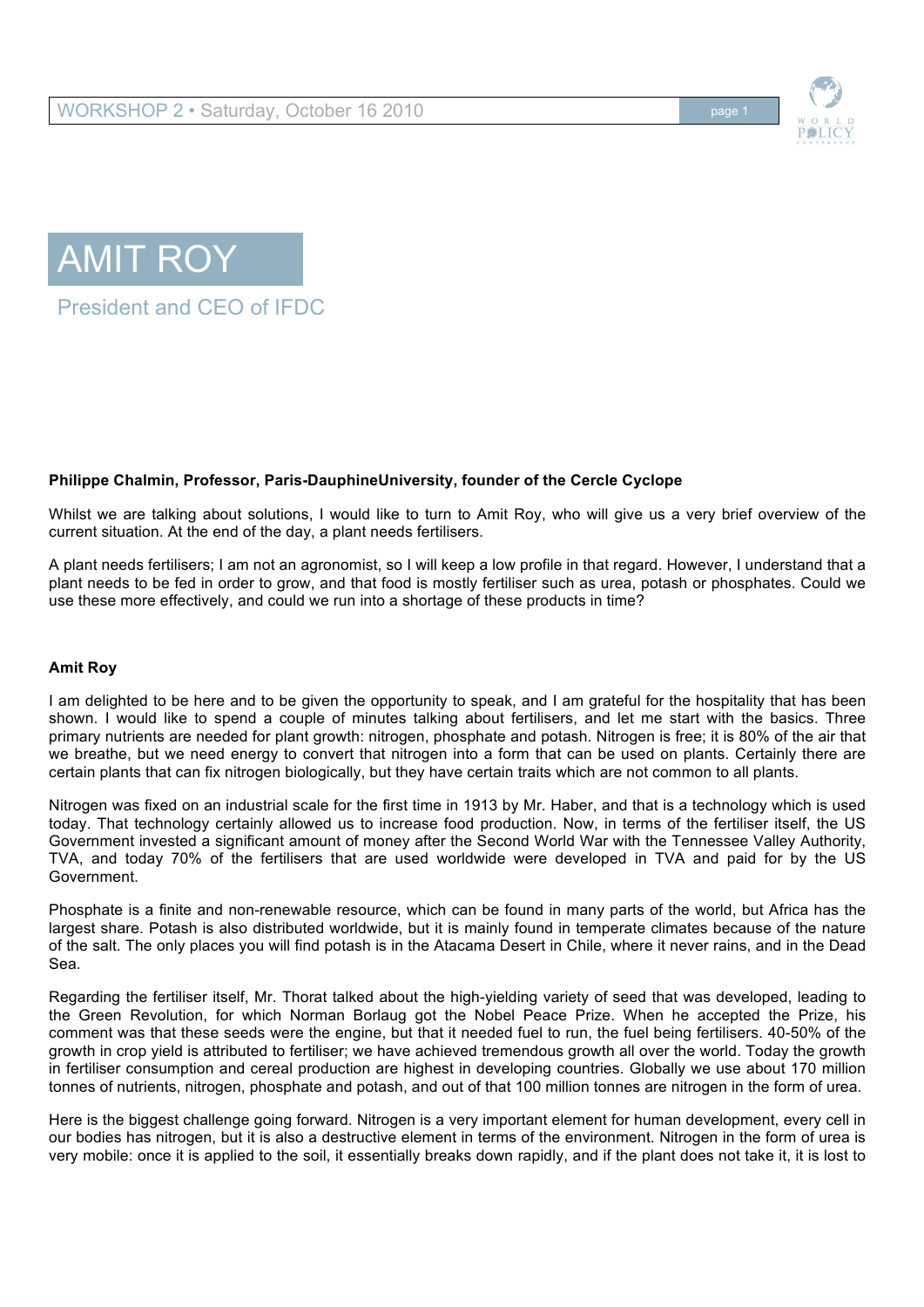# AMIT ROY

## President and CEO of IFDC

**Philippe Chalmin, Professor, Paris-DauphineUniversity, founder of the Cercle Cyclope**

Whilst we are talking about solutions, I would like to turn to Amit Roy, who will give us a very brief overview of the current situation. At the end of the day, a plant needs fertilisers.

A plant needs fertilisers; I am not an agronomist, so I will keep a low profile in that regard. However, I understand that a plant needs to be fed in order to grow, and that food is mostly fertiliser such as urea, potash or phosphates. Could we use these more effectively, and could we run into a shortage of these products in time?

**Amit Roy**

I am delighted to be here and to be given the opportunity to speak, and I am grateful for the hospitality that has been shown. I would like to spend a couple of minutes talking about fertilisers, and let me start with the basics. Three primary nutrients are needed for plant growth: nitrogen, phosphate and potash. Nitrogen is free; it is 80% of the air that we breathe, but we need energy to convert that nitrogen into a form that can be used on plants. Certainly there are certain plants that can fix nitrogen biologically, but they have certain traits which are not common to all plants.

Nitrogen was fixed on an industrial scale for the first time in 1913 by Mr. Haber, and that is a technology which is used today. That technology certainly allowed us to increase food production. Now, in terms of the fertiliser itself, the US Government invested a significant amount of money after the Second World War with the Tennessee Valley Authority, TVA, and today 70% of the fertilisers that are used worldwide were developed in TVA and paid for by the US Government.

Phosphate is a finite and non-renewable resource, which can be found in many parts of the world, but Africa has the largest share. Potash is also distributed worldwide, but it is mainly found in temperate climates because of the nature of the salt. The only places you will find potash is in the Atacama Desert in Chile, where it never rains, and in the Dead Sea.

Regarding the fertiliser itself, Mr. Thorat talked about the high-yielding variety of seed that was developed, leading to the Green Revolution, for which Norman Borlaug got the Nobel Peace Prize. When he accepted the Prize, his comment was that these seeds were the engine, but that it needed fuel to run, the fuel being fertilisers. 40-50% of the growth in crop yield is attributed to fertiliser; we have achieved tremendous growth all over the world. Today the growth in fertiliser consumption and cereal production are highest in developing countries. Globally we use about 170 million tonnes of nutrients, nitrogen, phosphate and potash, and out of that 100 million tonnes are nitrogen in the form of urea.

Here is the biggest challenge going forward. Nitrogen is a very important element for human development, every cell in our bodies has nitrogen, but it is also a destructive element in terms of the environment. Nitrogen in the form of urea is very mobile: once it is applied to the soil, it essentially breaks down rapidly, and if the plant does not take it, it is lost to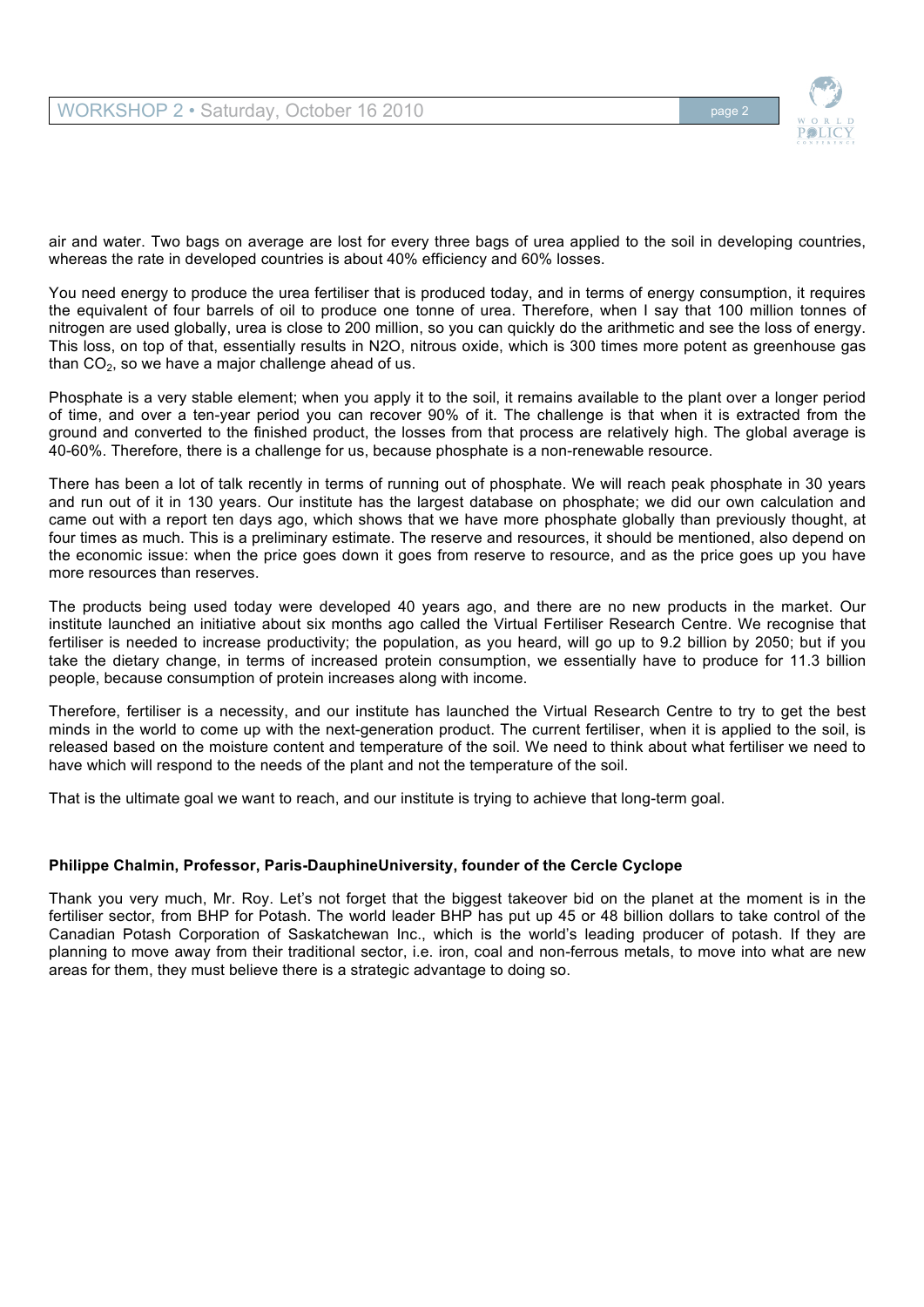air and water. Two bags on average are lost for every three bags of urea applied to the soil in developing countries, whereas the rate in developed countries is about 40% efficiency and 60% losses.

You need energy to produce the urea fertiliser that is produced today, and in terms of energy consumption, it requires the equivalent of four barrels of oil to produce one tonne of urea. Therefore, when I say that 100 million tonnes of nitrogen are used globally, urea is close to 200 million, so you can quickly do the arithmetic and see the loss of energy. This loss, on top of that, essentially results in N2O, nitrous oxide, which is 300 times more potent as greenhouse gas than $CO_2$, so we have a major challenge ahead of us.

Phosphate is a very stable element; when you apply it to the soil, it remains available to the plant over a longer period of time, and over a ten-year period you can recover 90% of it. The challenge is that when it is extracted from the ground and converted to the finished product, the losses from that process are relatively high. The global average is 40-60%. Therefore, there is a challenge for us, because phosphate is a non-renewable resource.

There has been a lot of talk recently in terms of running out of phosphate. We will reach peak phosphate in 30 years and run out of it in 130 years. Our institute has the largest database on phosphate; we did our own calculation and came out with a report ten days ago, which shows that we have more phosphate globally than previously thought, at four times as much. This is a preliminary estimate. The reserve and resources, it should be mentioned, also depend on the economic issue: when the price goes down it goes from reserve to resource, and as the price goes up you have more resources than reserves.

The products being used today were developed 40 years ago, and there are no new products in the market. Our institute launched an initiative about six months ago called the Virtual Fertiliser Research Centre. We recognise that fertiliser is needed to increase productivity; the population, as you heard, will go up to 9.2 billion by 2050; but if you take the dietary change, in terms of increased protein consumption, we essentially have to produce for 11.3 billion people, because consumption of protein increases along with income.

Therefore, fertiliser is a necessity, and our institute has launched the Virtual Research Centre to try to get the best minds in the world to come up with the next-generation product. The current fertiliser, when it is applied to the soil, is released based on the moisture content and temperature of the soil. We need to think about what fertiliser we need to have which will respond to the needs of the plant and not the temperature of the soil.

That is the ultimate goal we want to reach, and our institute is trying to achieve that long-term goal.

**Philippe Chalmin, Professor, Paris-DauphineUniversity, founder of the Cercle Cyclope**

Thank you very much, Mr. Roy. Let's not forget that the biggest takeover bid on the planet at the moment is in the fertiliser sector, from BHP for Potash. The world leader BHP has put up 45 or 48 billion dollars to take control of the Canadian Potash Corporation of Saskatchewan Inc., which is the world's leading producer of potash. If they are planning to move away from their traditional sector, i.e. iron, coal and non-ferrous metals, to move into what are new areas for them, they must believe there is a strategic advantage to doing so.